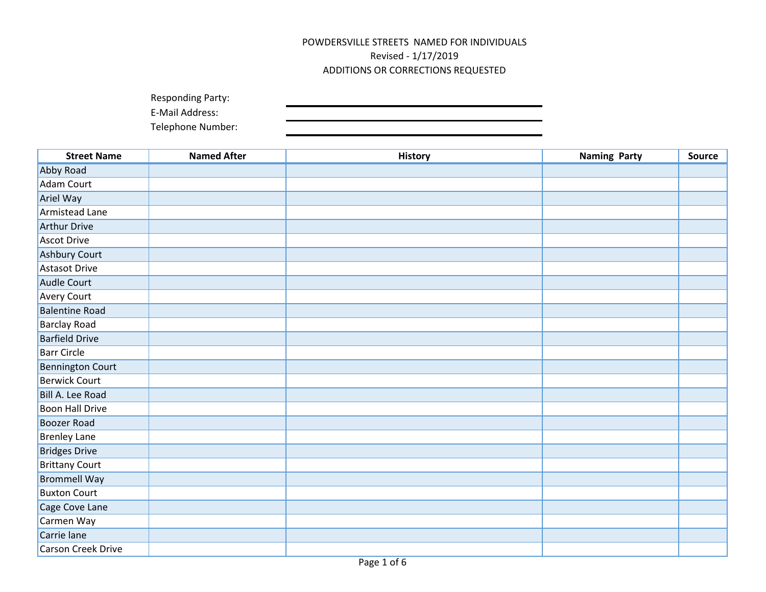POWDERSVILLE STREETS NAMED FOR INDIVIDUALS

Revised - 1/17/2019

ADDITIONS OR CORRECTIONS REQUESTED

Responding Party:

E-Mail Address:

Telephone Number:

| Street Name | Named After | History | Naming Party | Source |
|---|---|---|---|---|
| Abby Road | | | | |
| Adam Court | | | | |
| Ariel Way | | | | |
| Armistead Lane | | | | |
| Arthur Drive | | | | |
| Ascot Drive | | | | |
| Ashbury Court | | | | |
| Astasot Drive | | | | |
| Audle Court | | | | |
| Avery Court | | | | |
| Balentine Road | | | | |
| Barclay Road | | | | |
| Barfield Drive | | | | |
| Barr Circle | | | | |
| Bennington Court | | | | |
| Berwick Court | | | | |
| Bill A. Lee Road | | | | |
| Boon Hall Drive | | | | |
| Boozer Road | | | | |
| Brenley Lane | | | | |
| Bridges Drive | | | | |
| Brittany Court | | | | |
| Brommell Way | | | | |
| Buxton Court | | | | |
| Cage Cove Lane | | | | |
| Carmen Way | | | | |
| Carrie lane | | | | |
| Carson Creek Drive | | | | |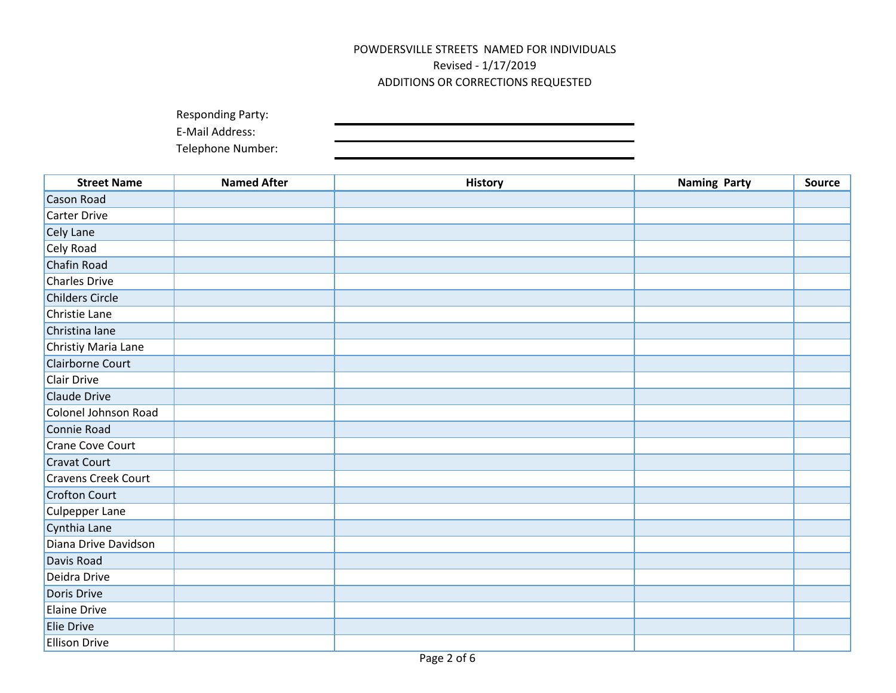POWDERSVILLE STREETS NAMED FOR INDIVIDUALS
Revised - 1/17/2019
ADDITIONS OR CORRECTIONS REQUESTED

Responding Party:
E-Mail Address:
Telephone Number:

| Street Name | Named After | History | Naming Party | Source |
|---|---|---|---|---|
| Cason Road | | | | |
| Carter Drive | | | | |
| Cely Lane | | | | |
| Cely Road | | | | |
| Chafin Road | | | | |
| Charles Drive | | | | |
| Childers Circle | | | | |
| Christie Lane | | | | |
| Christina lane | | | | |
| Christiy Maria Lane | | | | |
| Clairborne Court | | | | |
| Clair Drive | | | | |
| Claude Drive | | | | |
| Colonel Johnson Road | | | | |
| Connie Road | | | | |
| Crane Cove Court | | | | |
| Cravat Court | | | | |
| Cravens Creek Court | | | | |
| Crofton Court | | | | |
| Culpepper Lane | | | | |
| Cynthia Lane | | | | |
| Diana Drive Davidson | | | | |
| Davis Road | | | | |
| Deidra Drive | | | | |
| Doris Drive | | | | |
| Elaine Drive | | | | |
| Elie Drive | | | | |
| Ellison Drive | | | | |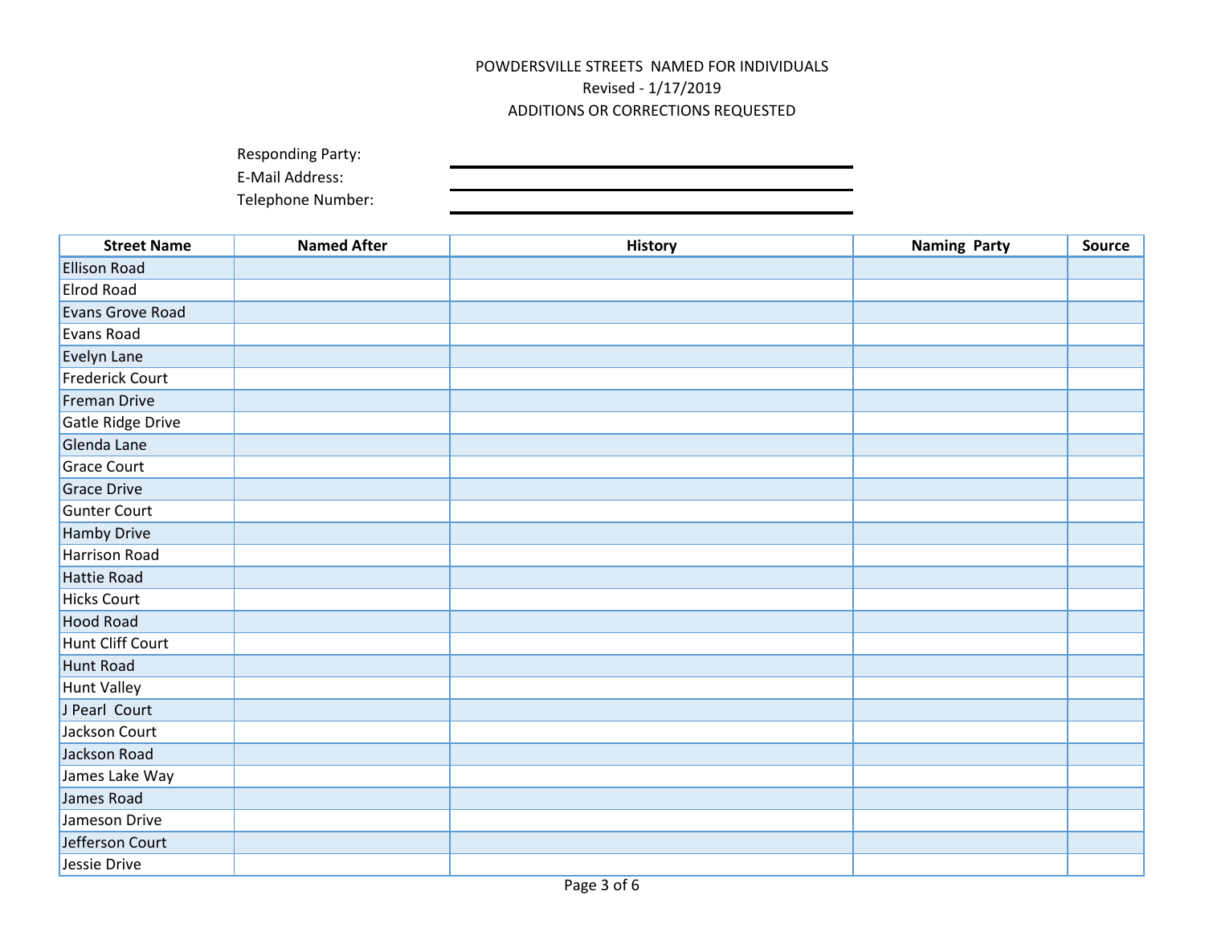POWDERSVILLE STREETS NAMED FOR INDIVIDUALS

Revised - 1/17/2019

ADDITIONS OR CORRECTIONS REQUESTED

Responding Party: \_\_\_\_\_\_\_\_\_\_\_\_\_\_\_\_\_\_\_\_

E-Mail Address: \_\_\_\_\_\_\_\_\_\_\_\_\_\_\_\_\_\_\_\_

Telephone Number: \_\_\_\_\_\_\_\_\_\_\_\_\_\_\_\_\_\_\_\_

| Street Name | Named After | History | Naming Party | Source |
|---|---|---|---|---|
| Ellison Road | | | | |
| Elrod Road | | | | |
| Evans Grove Road | | | | |
| Evans Road | | | | |
| Evelyn Lane | | | | |
| Frederick Court | | | | |
| Freman Drive | | | | |
| Gatle Ridge Drive | | | | |
| Glenda Lane | | | | |
| Grace Court | | | | |
| Grace Drive | | | | |
| Gunter Court | | | | |
| Hamby Drive | | | | |
| Harrison Road | | | | |
| Hattie Road | | | | |
| Hicks Court | | | | |
| Hood Road | | | | |
| Hunt Cliff Court | | | | |
| Hunt Road | | | | |
| Hunt Valley | | | | |
| J Pearl Court | | | | |
| Jackson Court | | | | |
| Jackson Road | | | | |
| James Lake Way | | | | |
| James Road | | | | |
| Jameson Drive | | | | |
| Jefferson Court | | | | |
| Jessie Drive | | | | |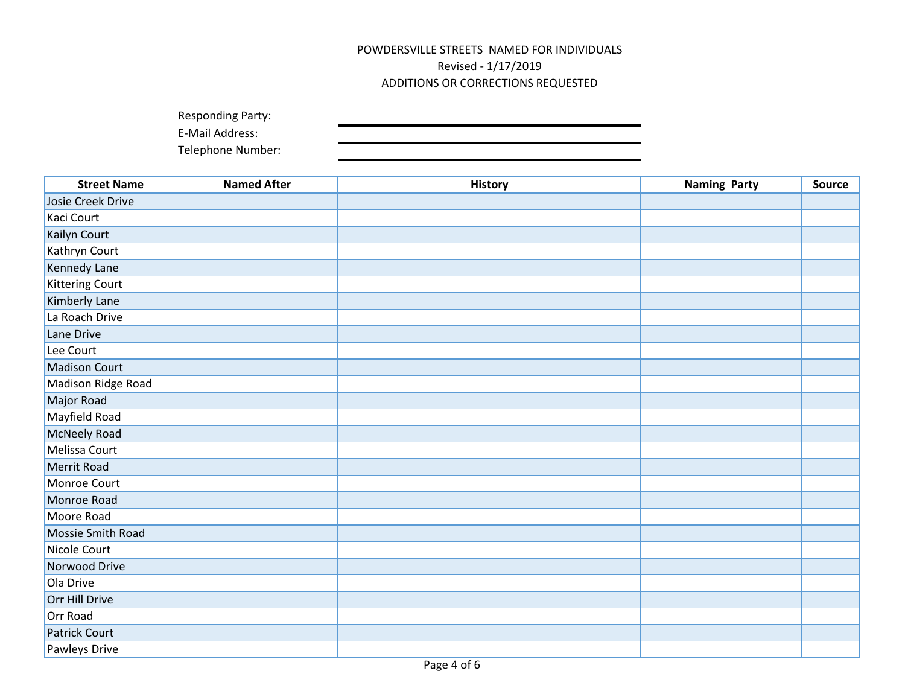POWDERSVILLE STREETS NAMED FOR INDIVIDUALS

Revised - 1/17/2019

ADDITIONS OR CORRECTIONS REQUESTED

Responding Party: \_\_\_\_\_\_\_\_\_\_\_\_\_\_\_\_\_\_\_\_\_\_\_\_\_\_\_\_\_\_

E-Mail Address: \_\_\_\_\_\_\_\_\_\_\_\_\_\_\_\_\_\_\_\_\_\_\_\_\_\_\_\_\_\_

Telephone Number: \_\_\_\_\_\_\_\_\_\_\_\_\_\_\_\_\_\_\_\_\_\_\_\_\_\_\_\_\_\_

| Street Name | Named After | History | Naming Party | Source |
|---|---|---|---|---|
| Josie Creek Drive | | | | |
| Kaci Court | | | | |
| Kailyn Court | | | | |
| Kathryn Court | | | | |
| Kennedy Lane | | | | |
| Kittering Court | | | | |
| Kimberly Lane | | | | |
| La Roach Drive | | | | |
| Lane Drive | | | | |
| Lee Court | | | | |
| Madison Court | | | | |
| Madison Ridge Road | | | | |
| Major Road | | | | |
| Mayfield Road | | | | |
| McNeely Road | | | | |
| Melissa Court | | | | |
| Merrit Road | | | | |
| Monroe Court | | | | |
| Monroe Road | | | | |
| Moore Road | | | | |
| Mossie Smith Road | | | | |
| Nicole Court | | | | |
| Norwood Drive | | | | |
| Ola Drive | | | | |
| Orr Hill Drive | | | | |
| Orr Road | | | | |
| Patrick Court | | | | |
| Pawleys Drive | | | | |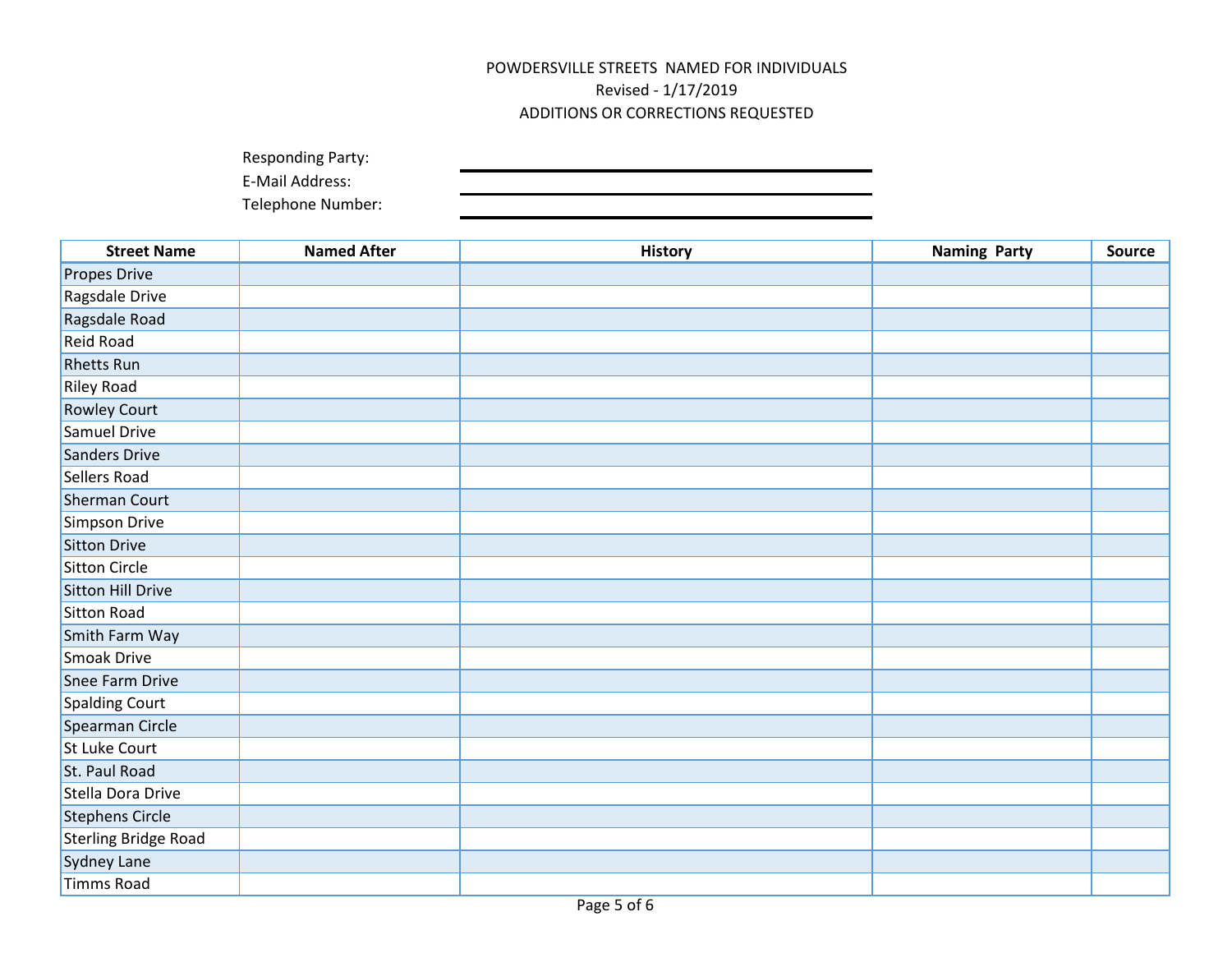POWDERSVILLE STREETS NAMED FOR INDIVIDUALS

Revised - 1/17/2019

ADDITIONS OR CORRECTIONS REQUESTED

Responding Party: ______________________

E-Mail Address: ______________________

Telephone Number: ______________________

| Street Name | Named After | History | Naming Party | Source |
|---|---|---|---|---|
| Propes Drive | | | | |
| Ragsdale Drive | | | | |
| Ragsdale Road | | | | |
| Reid Road | | | | |
| Rhetts Run | | | | |
| Riley Road | | | | |
| Rowley Court | | | | |
| Samuel Drive | | | | |
| Sanders Drive | | | | |
| Sellers Road | | | | |
| Sherman Court | | | | |
| Simpson Drive | | | | |
| Sitton Drive | | | | |
| Sitton Circle | | | | |
| Sitton Hill Drive | | | | |
| Sitton Road | | | | |
| Smith Farm Way | | | | |
| Smoak Drive | | | | |
| Snee Farm Drive | | | | |
| Spalding Court | | | | |
| Spearman Circle | | | | |
| St Luke Court | | | | |
| St. Paul Road | | | | |
| Stella Dora Drive | | | | |
| Stephens Circle | | | | |
| Sterling Bridge Road | | | | |
| Sydney Lane | | | | |
| Timms Road | | | | |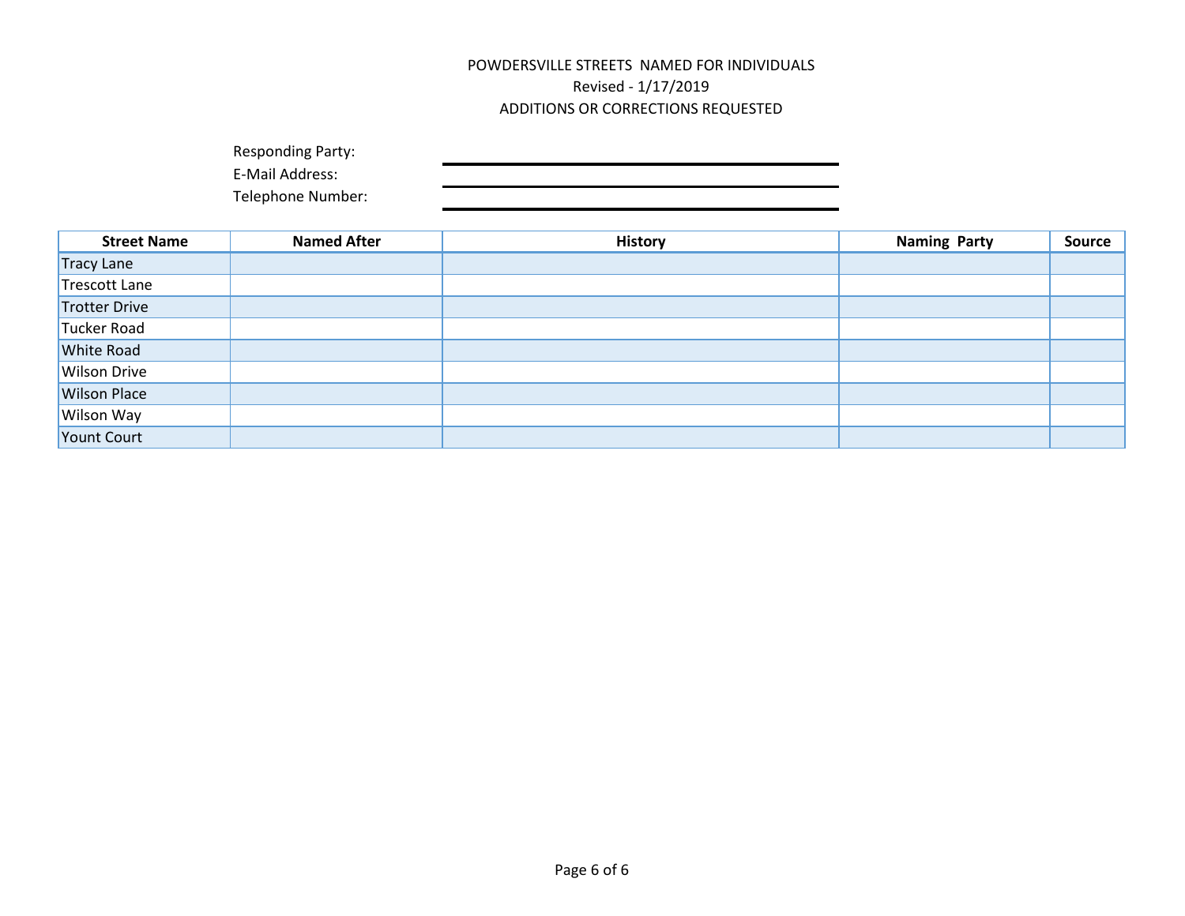POWDERSVILLE STREETS NAMED FOR INDIVIDUALS

Revised - 1/17/2019

ADDITIONS OR CORRECTIONS REQUESTED

Responding Party: \_\_\_\_\_\_\_\_\_\_\_\_\_\_\_\_\_\_\_\_

E-Mail Address: \_\_\_\_\_\_\_\_\_\_\_\_\_\_\_\_\_\_\_\_

Telephone Number: \_\_\_\_\_\_\_\_\_\_\_\_\_\_\_\_\_\_\_\_

| Street Name | Named After | History | Naming Party | Source |
|---|---|---|---|---|
| Tracy Lane | | | | |
| Trescott Lane | | | | |
| Trotter Drive | | | | |
| Tucker Road | | | | |
| White Road | | | | |
| Wilson Drive | | | | |
| Wilson Place | | | | |
| Wilson Way | | | | |
| Yount Court | | | | |